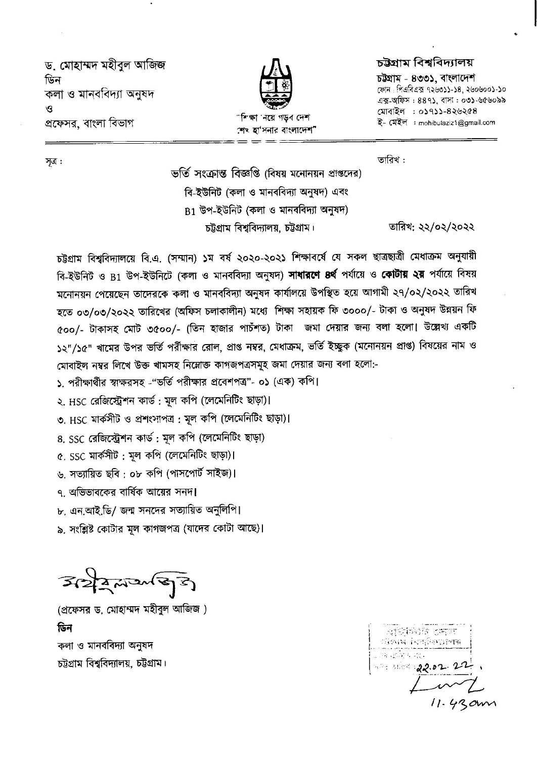ড. মোহাম্মদ মহীবুল আজিজ
ডিন
কলা ও মানববিদ্যা অনুষদ
ও
প্রফেসর, বাংলা বিভাগ

"শিক্ষা নিয়ে গড়ব দেশ
শেখ হাসিনার বাংলাদেশ"

**চট্টগ্রাম বিশ্ববিদ্যালয়**
চট্টগ্রাম - ৪৩৩১, বাংলাদেশ
ফোন : পিএবিএক্স ৭২৬৩১১-১৪, ২৬০৬০০১-১০
এক্স-অফিস : ৪৪৭১, বাসা : ০৩১-৬৫৬০৯৯
মোবাইল : ০১৭১১-৪২৬২৫৪
ই- মেইল : mohibulaziz1@gmail.com

সূত্র : তারিখ :

ভর্তি সংক্রান্ত বিজ্ঞপ্তি (বিষয় মনোনয়ন প্রাপ্তদের)
বি-ইউনিট (কলা ও মানববিদ্যা অনুষদ) এবং
B1 উপ-ইউনিট (কলা ও মানববিদ্যা অনুষদ)
চট্টগ্রাম বিশ্ববিদ্যালয়, চট্টগ্রাম।

তারিখ: ২২/০২/২০২২

চট্টগ্রাম বিশ্ববিদ্যালয়ে বি.এ. (সম্মান) ১ম বর্ষ ২০২০-২০২১ শিক্ষাবর্ষে যে সকল ছাত্রছাত্রী মেধাক্রম অনুযায়ী বি-ইউনিট ও B1 উপ-ইউনিটে (কলা ও মানববিদ্যা অনুষদ) **সাধারণে ৪র্থ** পর্যায়ে ও **কোটায় ২য়** পর্যায়ে বিষয় মনোনয়ন পেয়েছেন তাদেরকে কলা ও মানববিদ্যা অনুষদ কার্যালয়ে উপস্থিত হয়ে আগামী ২৭/০২/২০২২ তারিখ হতে ০৩/০৩/২০২২ তারিখের (অফিস চলাকালীন) মধ্যে শিক্ষা সহায়ক ফি ৩০০০/- টাকা ও অনুষদ উন্নয়ন ফি ৫০০/- টাকাসহ মোট ৩৫০০/- (তিন হাজার পাচঁশত) টাকা জমা দেয়ার জন্য বলা হলো। উল্লেখ্য একটি ১২"/১৫" খামের উপর ভর্তি পরীক্ষার রোল, প্রাপ্ত নম্বর, মেধাক্রম, ভর্তি ইচ্ছুক (মনোনয়ন প্রাপ্ত) বিষয়ের নাম ও মোবাইল নম্বর লিখে উক্ত খামসহ নিম্নোক্ত কাগজপত্রসমূহ জমা দেয়ার জন্য বলা হলো:-

১. পরীক্ষার্থীর স্বাক্ষরসহ -"ভর্তি পরীক্ষার প্রবেশপত্র"- ০১ (এক) কপি।
২. HSC রেজিস্ট্রেশন কার্ড : মূল কপি (লেমেনিটিং ছাড়া)।
৩. HSC মার্কসীট ও প্রশংসাপত্র : মূল কপি (লেমেনিটিং ছাড়া)।
৪. SSC রেজিস্ট্রেশন কার্ড : মূল কপি (লেমেনিটিং ছাড়া)
৫. SSC মার্কসীট : মূল কপি (লেমেনিটিং ছাড়া)।
৬. সত্যায়িত ছবি : ০৮ কপি (পাসপোর্ট সাইজ)।
৭. অভিভাবকের বার্ষিক আয়ের সনদ।
৮. এন.আই.ডি/ জন্ম সনদের সত্যায়িত অনুলিপি।
৯. সংশ্লিষ্ট কোটার মূল কাগজপত্র (যাদের কোটা আছে)।

(প্রফেসর ড. মোহাম্মদ মহীবুল আজিজ )
**ডিন**
কলা ও মানববিদ্যা অনুষদ
চট্টগ্রাম বিশ্ববিদ্যালয়, চট্টগ্রাম।

22.02.22
11.43am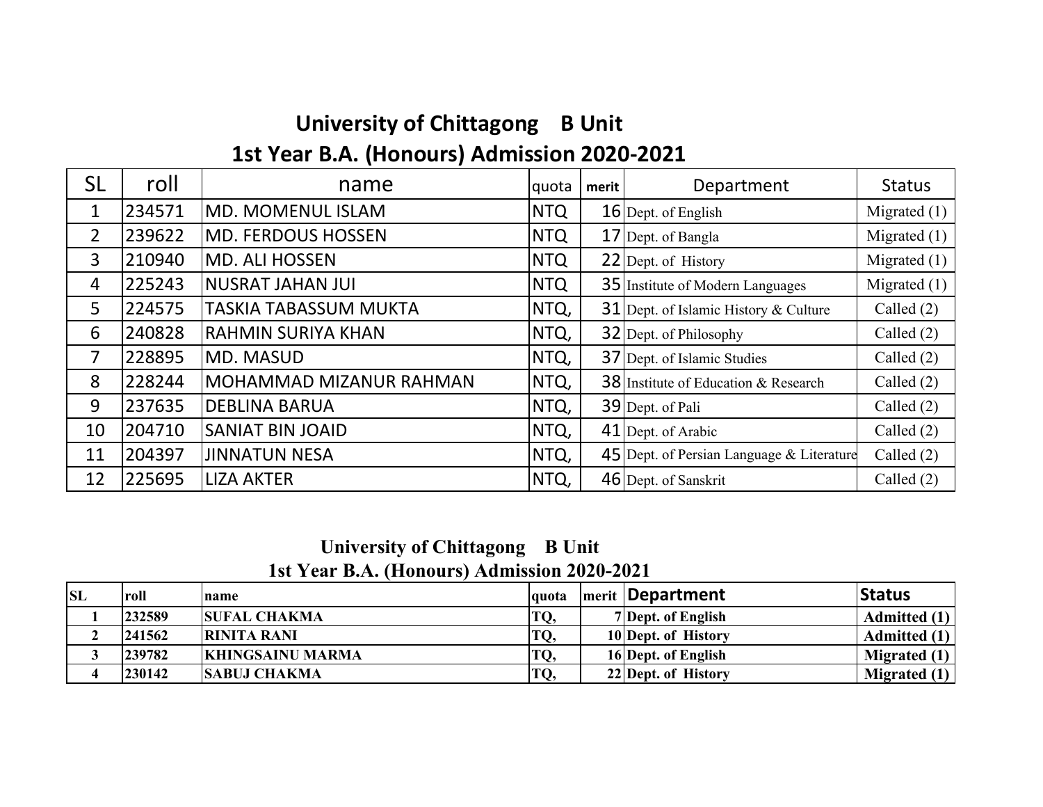# University of Chittagong B Unit

## 1st Year B.A. (Honours) Admission 2020-2021

| SL | roll | name | quota | merit | Department | Status |
|---|---|---|---|---|---|---|
| 1 | 234571 | MD. MOMENUL ISLAM | NTQ | 16 | Dept. of English | Migrated (1) |
| 2 | 239622 | MD. FERDOUS HOSSEN | NTQ | 17 | Dept. of Bangla | Migrated (1) |
| 3 | 210940 | MD. ALI HOSSEN | NTQ | 22 | Dept. of History | Migrated (1) |
| 4 | 225243 | NUSRAT JAHAN JUI | NTQ | 35 | Institute of Modern Languages | Migrated (1) |
| 5 | 224575 | TASKIA TABASSUM MUKTA | NTQ, | 31 | Dept. of Islamic History & Culture | Called (2) |
| 6 | 240828 | RAHMIN SURIYA KHAN | NTQ, | 32 | Dept. of Philosophy | Called (2) |
| 7 | 228895 | MD. MASUD | NTQ, | 37 | Dept. of Islamic Studies | Called (2) |
| 8 | 228244 | MOHAMMAD MIZANUR RAHMAN | NTQ, | 38 | Institute of Education & Research | Called (2) |
| 9 | 237635 | DEBLINA BARUA | NTQ, | 39 | Dept. of Pali | Called (2) |
| 10 | 204710 | SANIAT BIN JOAID | NTQ, | 41 | Dept. of Arabic | Called (2) |
| 11 | 204397 | JINNATUN NESA | NTQ, | 45 | Dept. of Persian Language & Literature | Called (2) |
| 12 | 225695 | LIZA AKTER | NTQ, | 46 | Dept. of Sanskrit | Called (2) |

# University of Chittagong B Unit

## 1st Year B.A. (Honours) Admission 2020-2021

| SL | roll | name | quota | merit | Department | Status |
|---|---|---|---|---|---|---|
| 1 | 232589 | SUFAL CHAKMA | TQ, | 7 | Dept. of English | Admitted (1) |
| 2 | 241562 | RINITA RANI | TQ, | 10 | Dept. of History | Admitted (1) |
| 3 | 239782 | KHINGSAINU MARMA | TQ, | 16 | Dept. of English | Migrated (1) |
| 4 | 230142 | SABUJ CHAKMA | TQ, | 22 | Dept. of History | Migrated (1) |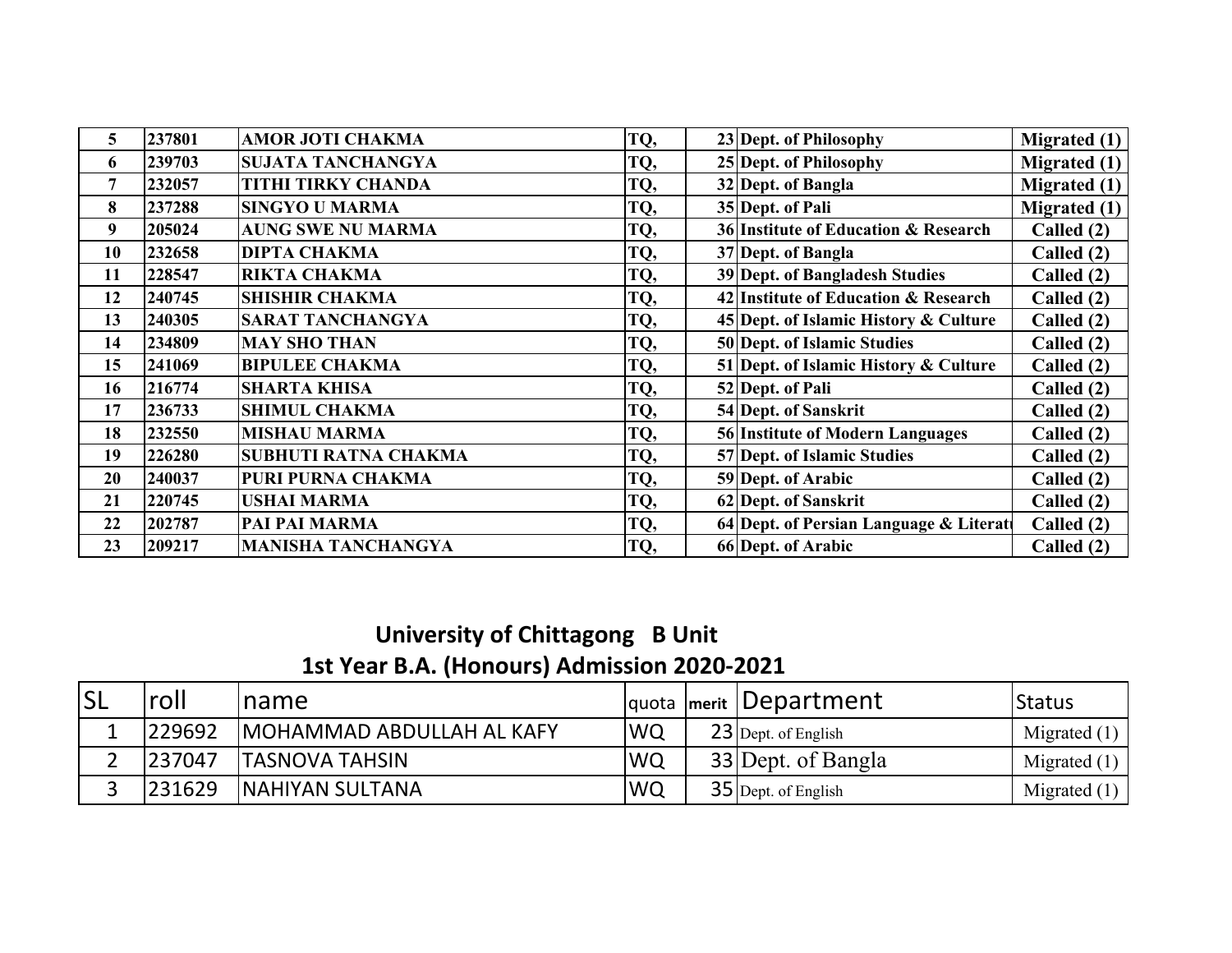| | | | | | | |
|---|---|---|---|---|---|---|
| 5 | 237801 | AMOR JOTI CHAKMA | TQ, | 23 | Dept. of Philosophy | Migrated (1) |
| 6 | 239703 | SUJATA TANCHANGYA | TQ, | 25 | Dept. of Philosophy | Migrated (1) |
| 7 | 232057 | TITHI TIRKY CHANDA | TQ, | 32 | Dept. of Bangla | Migrated (1) |
| 8 | 237288 | SINGYO U MARMA | TQ, | 35 | Dept. of Pali | Migrated (1) |
| 9 | 205024 | AUNG SWE NU MARMA | TQ, | 36 | Institute of Education & Research | Called (2) |
| 10 | 232658 | DIPTA CHAKMA | TQ, | 37 | Dept. of Bangla | Called (2) |
| 11 | 228547 | RIKTA CHAKMA | TQ, | 39 | Dept. of Bangladesh Studies | Called (2) |
| 12 | 240745 | SHISHIR CHAKMA | TQ, | 42 | Institute of Education & Research | Called (2) |
| 13 | 240305 | SARAT TANCHANGYA | TQ, | 45 | Dept. of Islamic History & Culture | Called (2) |
| 14 | 234809 | MAY SHO THAN | TQ, | 50 | Dept. of Islamic Studies | Called (2) |
| 15 | 241069 | BIPULEE CHAKMA | TQ, | 51 | Dept. of Islamic History & Culture | Called (2) |
| 16 | 216774 | SHARTA KHISA | TQ, | 52 | Dept. of Pali | Called (2) |
| 17 | 236733 | SHIMUL CHAKMA | TQ, | 54 | Dept. of Sanskrit | Called (2) |
| 18 | 232550 | MISHAU MARMA | TQ, | 56 | Institute of Modern Languages | Called (2) |
| 19 | 226280 | SUBHUTI RATNA CHAKMA | TQ, | 57 | Dept. of Islamic Studies | Called (2) |
| 20 | 240037 | PURI PURNA CHAKMA | TQ, | 59 | Dept. of Arabic | Called (2) |
| 21 | 220745 | USHAI MARMA | TQ, | 62 | Dept. of Sanskrit | Called (2) |
| 22 | 202787 | PAI PAI MARMA | TQ, | 64 | Dept. of Persian Language & Literatu | Called (2) |
| 23 | 209217 | MANISHA TANCHANGYA | TQ, | 66 | Dept. of Arabic | Called (2) |

## University of Chittagong B Unit

## 1st Year B.A. (Honours) Admission 2020-2021

| SL | roll | name | quota | merit | Department | Status |
|---|---|---|---|---|---|---|
| 1 | 229692 | MOHAMMAD ABDULLAH AL KAFY | WQ | 23 | Dept. of English | Migrated (1) |
| 2 | 237047 | TASNOVA TAHSIN | WQ | 33 | Dept. of Bangla | Migrated (1) |
| 3 | 231629 | NAHIYAN SULTANA | WQ | 35 | Dept. of English | Migrated (1) |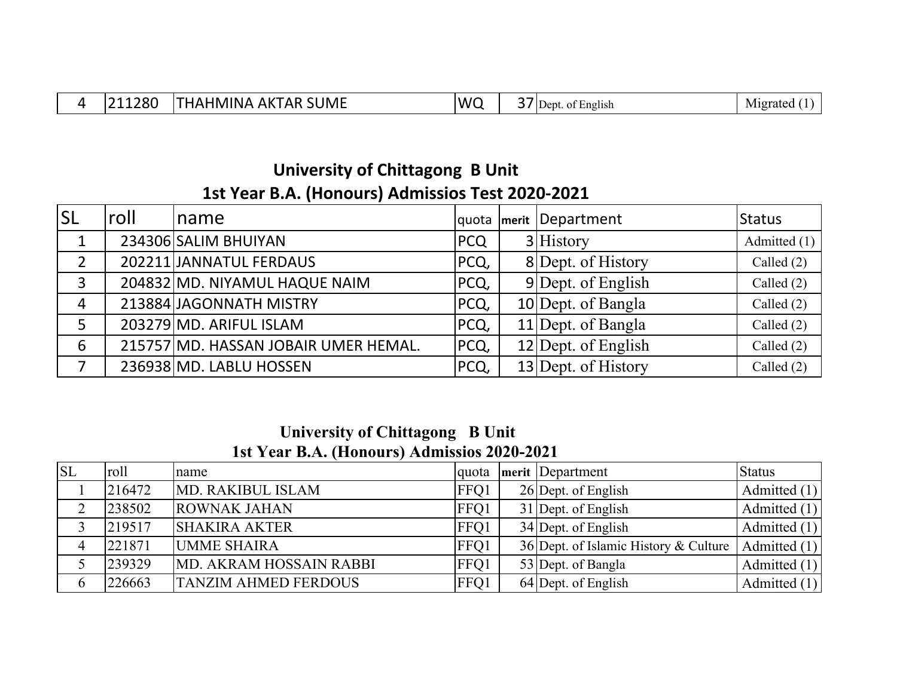| 4 | 211280 | THAHMINA AKTAR SUME | WQ | 37 | Dept. of English | Migrated (1) |
|---|---|---|---|---|---|---|

## University of Chittagong B Unit
## 1st Year B.A. (Honours) Admissios Test 2020-2021

| SL | roll | name | quota | merit | Department | Status |
|---|---|---|---|---|---|---|
| 1 | 234306 | SALIM BHUIYAN | PCQ | 3 | History | Admitted (1) |
| 2 | 202211 | JANNATUL FERDAUS | PCQ, | 8 | Dept. of History | Called (2) |
| 3 | 204832 | MD. NIYAMUL HAQUE NAIM | PCQ, | 9 | Dept. of English | Called (2) |
| 4 | 213884 | JAGONNATH MISTRY | PCQ, | 10 | Dept. of Bangla | Called (2) |
| 5 | 203279 | MD. ARIFUL ISLAM | PCQ, | 11 | Dept. of Bangla | Called (2) |
| 6 | 215757 | MD. HASSAN JOBAIR UMER HEMAL. | PCQ, | 12 | Dept. of English | Called (2) |
| 7 | 236938 | MD. LABLU HOSSEN | PCQ, | 13 | Dept. of History | Called (2) |

## University of Chittagong B Unit
## 1st Year B.A. (Honours) Admissios 2020-2021

| SL | roll | name | quota | merit | Department | Status |
|---|---|---|---|---|---|---|
| 1 | 216472 | MD. RAKIBUL ISLAM | FFQ1 | 26 | Dept. of English | Admitted (1) |
| 2 | 238502 | ROWNAK JAHAN | FFQ1 | 31 | Dept. of English | Admitted (1) |
| 3 | 219517 | SHAKIRA AKTER | FFQ1 | 34 | Dept. of English | Admitted (1) |
| 4 | 221871 | UMME SHAIRA | FFQ1 | 36 | Dept. of Islamic History & Culture | Admitted (1) |
| 5 | 239329 | MD. AKRAM HOSSAIN RABBI | FFQ1 | 53 | Dept. of Bangla | Admitted (1) |
| 6 | 226663 | TANZIM AHMED FERDOUS | FFQ1 | 64 | Dept. of English | Admitted (1) |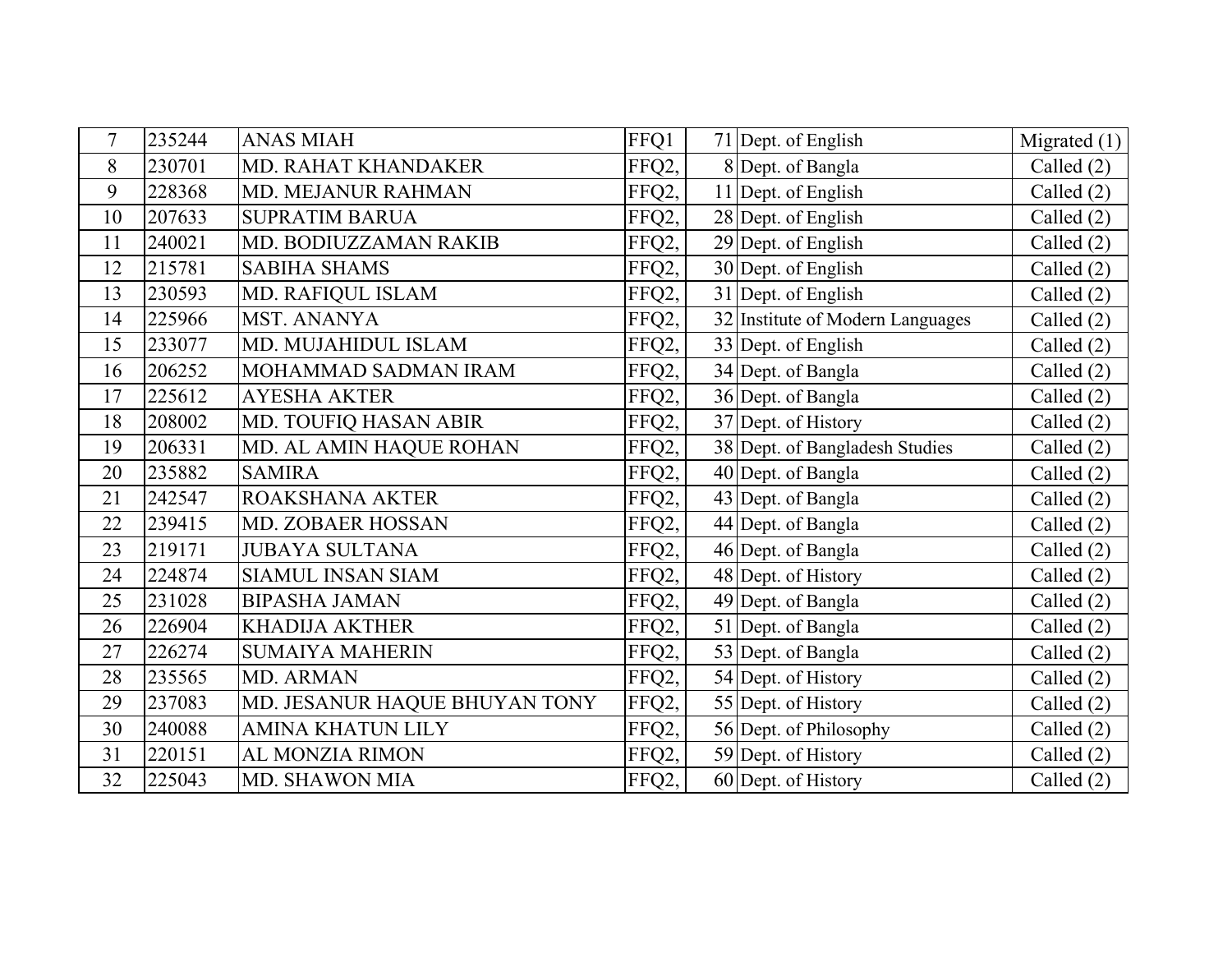| 7 | 235244 | ANAS MIAH | FFQ1 | 71 | Dept. of English | Migrated (1) |
|---|---|---|---|---|---|---|
| 8 | 230701 | MD. RAHAT KHANDAKER | FFQ2, | 8 | Dept. of Bangla | Called (2) |
| 9 | 228368 | MD. MEJANUR RAHMAN | FFQ2, | 11 | Dept. of English | Called (2) |
| 10 | 207633 | SUPRATIM BARUA | FFQ2, | 28 | Dept. of English | Called (2) |
| 11 | 240021 | MD. BODIUZZAMAN RAKIB | FFQ2, | 29 | Dept. of English | Called (2) |
| 12 | 215781 | SABIHA SHAMS | FFQ2, | 30 | Dept. of English | Called (2) |
| 13 | 230593 | MD. RAFIQUL ISLAM | FFQ2, | 31 | Dept. of English | Called (2) |
| 14 | 225966 | MST. ANANYA | FFQ2, | 32 | Institute of Modern Languages | Called (2) |
| 15 | 233077 | MD. MUJAHIDUL ISLAM | FFQ2, | 33 | Dept. of English | Called (2) |
| 16 | 206252 | MOHAMMAD SADMAN IRAM | FFQ2, | 34 | Dept. of Bangla | Called (2) |
| 17 | 225612 | AYESHA AKTER | FFQ2, | 36 | Dept. of Bangla | Called (2) |
| 18 | 208002 | MD. TOUFIQ HASAN ABIR | FFQ2, | 37 | Dept. of History | Called (2) |
| 19 | 206331 | MD. AL AMIN HAQUE ROHAN | FFQ2, | 38 | Dept. of Bangladesh Studies | Called (2) |
| 20 | 235882 | SAMIRA | FFQ2, | 40 | Dept. of Bangla | Called (2) |
| 21 | 242547 | ROAKSHANA AKTER | FFQ2, | 43 | Dept. of Bangla | Called (2) |
| 22 | 239415 | MD. ZOBAER HOSSAN | FFQ2, | 44 | Dept. of Bangla | Called (2) |
| 23 | 219171 | JUBAYA SULTANA | FFQ2, | 46 | Dept. of Bangla | Called (2) |
| 24 | 224874 | SIAMUL INSAN SIAM | FFQ2, | 48 | Dept. of History | Called (2) |
| 25 | 231028 | BIPASHA JAMAN | FFQ2, | 49 | Dept. of Bangla | Called (2) |
| 26 | 226904 | KHADIJA AKTHER | FFQ2, | 51 | Dept. of Bangla | Called (2) |
| 27 | 226274 | SUMAIYA MAHERIN | FFQ2, | 53 | Dept. of Bangla | Called (2) |
| 28 | 235565 | MD. ARMAN | FFQ2, | 54 | Dept. of History | Called (2) |
| 29 | 237083 | MD. JESANUR HAQUE BHUYAN TONY | FFQ2, | 55 | Dept. of History | Called (2) |
| 30 | 240088 | AMINA KHATUN LILY | FFQ2, | 56 | Dept. of Philosophy | Called (2) |
| 31 | 220151 | AL MONZIA RIMON | FFQ2, | 59 | Dept. of History | Called (2) |
| 32 | 225043 | MD. SHAWON MIA | FFQ2, | 60 | Dept. of History | Called (2) |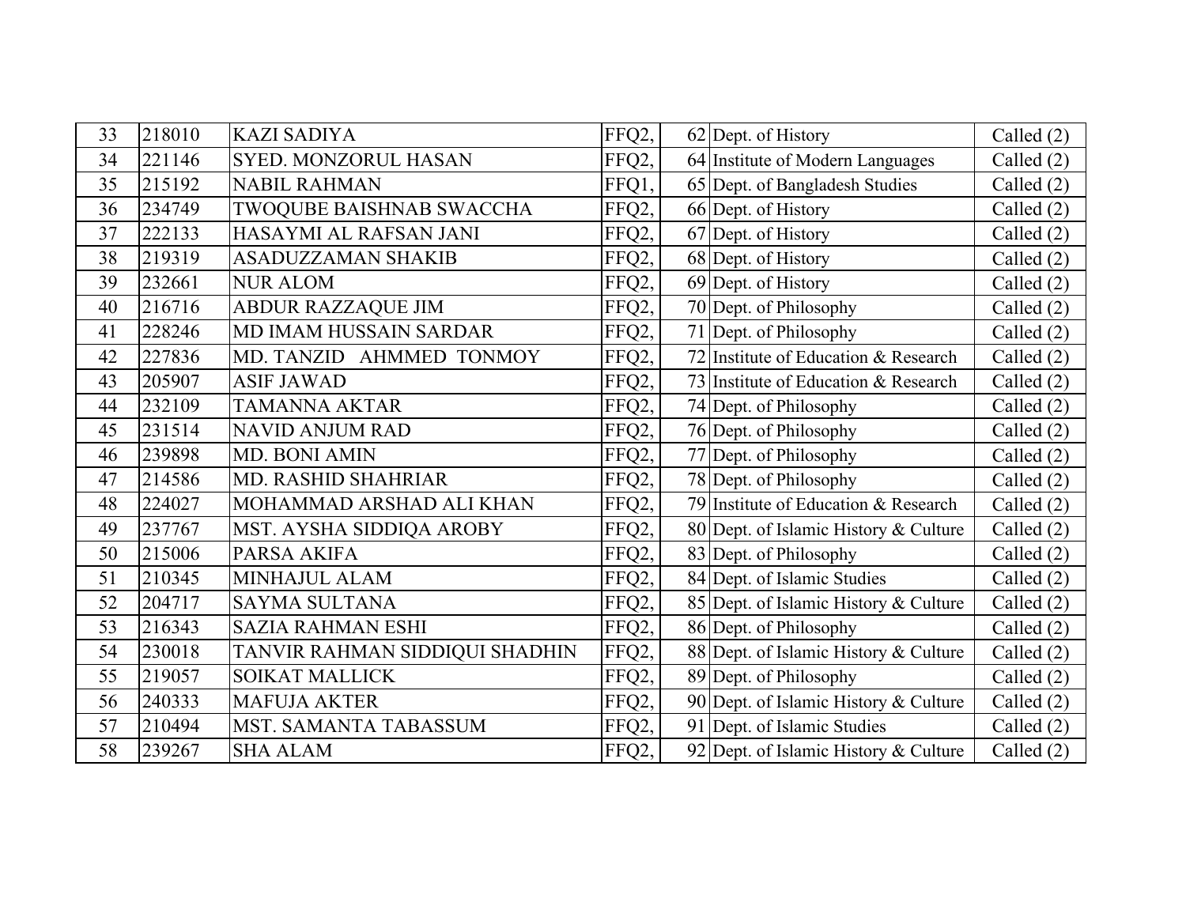| | | | | | | |
|---|---|---|---|---|---|---|
| 33 | 218010 | KAZI SADIYA | FFQ2, | 62 | Dept. of History | Called (2) |
| 34 | 221146 | SYED. MONZORUL HASAN | FFQ2, | 64 | Institute of Modern Languages | Called (2) |
| 35 | 215192 | NABIL RAHMAN | FFQ1, | 65 | Dept. of Bangladesh Studies | Called (2) |
| 36 | 234749 | TWOQUBE BAISHNAB SWACCHA | FFQ2, | 66 | Dept. of History | Called (2) |
| 37 | 222133 | HASAYMI AL RAFSAN JANI | FFQ2, | 67 | Dept. of History | Called (2) |
| 38 | 219319 | ASADUZZAMAN SHAKIB | FFQ2, | 68 | Dept. of History | Called (2) |
| 39 | 232661 | NUR ALOM | FFQ2, | 69 | Dept. of History | Called (2) |
| 40 | 216716 | ABDUR RAZZAQUE JIM | FFQ2, | 70 | Dept. of Philosophy | Called (2) |
| 41 | 228246 | MD IMAM HUSSAIN SARDAR | FFQ2, | 71 | Dept. of Philosophy | Called (2) |
| 42 | 227836 | MD. TANZID AHMMED TONMOY | FFQ2, | 72 | Institute of Education & Research | Called (2) |
| 43 | 205907 | ASIF JAWAD | FFQ2, | 73 | Institute of Education & Research | Called (2) |
| 44 | 232109 | TAMANNA AKTAR | FFQ2, | 74 | Dept. of Philosophy | Called (2) |
| 45 | 231514 | NAVID ANJUM RAD | FFQ2, | 76 | Dept. of Philosophy | Called (2) |
| 46 | 239898 | MD. BONI AMIN | FFQ2, | 77 | Dept. of Philosophy | Called (2) |
| 47 | 214586 | MD. RASHID SHAHRIAR | FFQ2, | 78 | Dept. of Philosophy | Called (2) |
| 48 | 224027 | MOHAMMAD ARSHAD ALI KHAN | FFQ2, | 79 | Institute of Education & Research | Called (2) |
| 49 | 237767 | MST. AYSHA SIDDIQA AROBY | FFQ2, | 80 | Dept. of Islamic History & Culture | Called (2) |
| 50 | 215006 | PARSA AKIFA | FFQ2, | 83 | Dept. of Philosophy | Called (2) |
| 51 | 210345 | MINHAJUL ALAM | FFQ2, | 84 | Dept. of Islamic Studies | Called (2) |
| 52 | 204717 | SAYMA SULTANA | FFQ2, | 85 | Dept. of Islamic History & Culture | Called (2) |
| 53 | 216343 | SAZIA RAHMAN ESHI | FFQ2, | 86 | Dept. of Philosophy | Called (2) |
| 54 | 230018 | TANVIR RAHMAN SIDDIQUI SHADHIN | FFQ2, | 88 | Dept. of Islamic History & Culture | Called (2) |
| 55 | 219057 | SOIKAT MALLICK | FFQ2, | 89 | Dept. of Philosophy | Called (2) |
| 56 | 240333 | MAFUJA AKTER | FFQ2, | 90 | Dept. of Islamic History & Culture | Called (2) |
| 57 | 210494 | MST. SAMANTA TABASSUM | FFQ2, | 91 | Dept. of Islamic Studies | Called (2) |
| 58 | 239267 | SHA ALAM | FFQ2, | 92 | Dept. of Islamic History & Culture | Called (2) |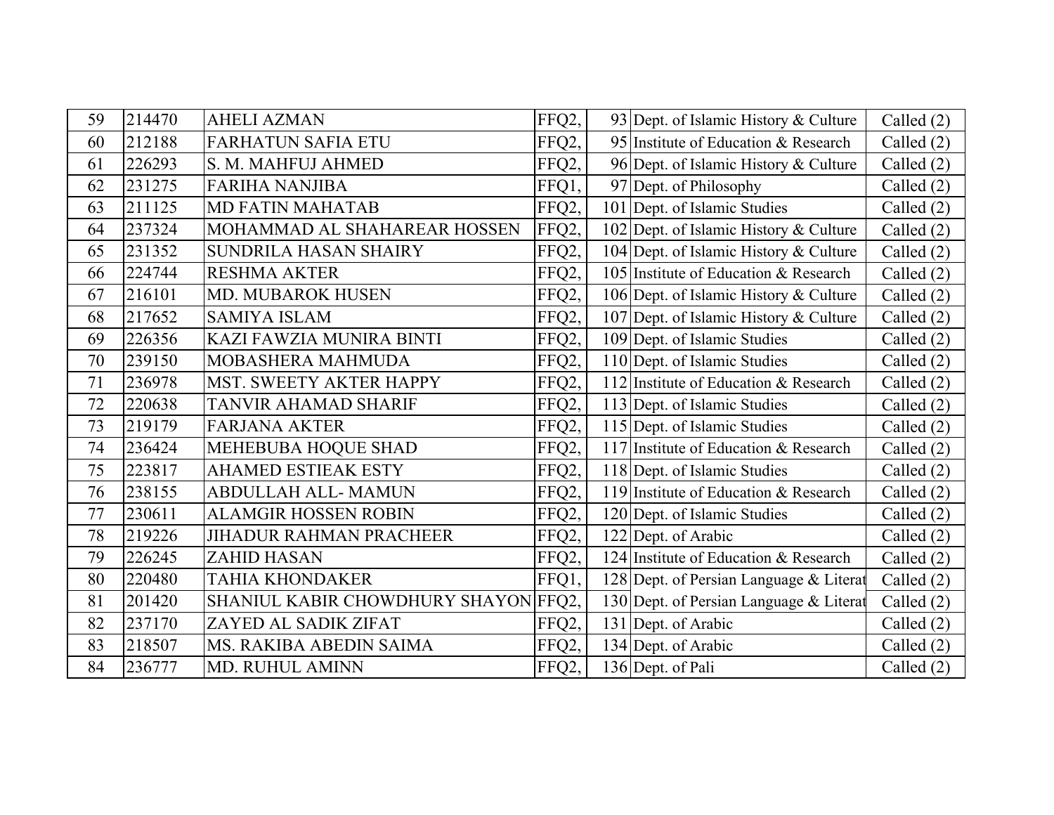| 59 | 214470 | AHELI AZMAN | FFQ2, | 93 | Dept. of Islamic History & Culture | Called (2) |
|---|---|---|---|---|---|---|
| 60 | 212188 | FARHATUN SAFIA ETU | FFQ2, | 95 | Institute of Education & Research | Called (2) |
| 61 | 226293 | S. M. MAHFUJ AHMED | FFQ2, | 96 | Dept. of Islamic History & Culture | Called (2) |
| 62 | 231275 | FARIHA NANJIBA | FFQ1, | 97 | Dept. of Philosophy | Called (2) |
| 63 | 211125 | MD FATIN MAHATAB | FFQ2, | 101 | Dept. of Islamic Studies | Called (2) |
| 64 | 237324 | MOHAMMAD AL SHAHAREAR HOSSEN | FFQ2, | 102 | Dept. of Islamic History & Culture | Called (2) |
| 65 | 231352 | SUNDRILA HASAN SHAIRY | FFQ2, | 104 | Dept. of Islamic History & Culture | Called (2) |
| 66 | 224744 | RESHMA AKTER | FFQ2, | 105 | Institute of Education & Research | Called (2) |
| 67 | 216101 | MD. MUBAROK HUSEN | FFQ2, | 106 | Dept. of Islamic History & Culture | Called (2) |
| 68 | 217652 | SAMIYA ISLAM | FFQ2, | 107 | Dept. of Islamic History & Culture | Called (2) |
| 69 | 226356 | KAZI FAWZIA MUNIRA BINTI | FFQ2, | 109 | Dept. of Islamic Studies | Called (2) |
| 70 | 239150 | MOBASHERA MAHMUDA | FFQ2, | 110 | Dept. of Islamic Studies | Called (2) |
| 71 | 236978 | MST. SWEETY AKTER HAPPY | FFQ2, | 112 | Institute of Education & Research | Called (2) |
| 72 | 220638 | TANVIR AHAMAD SHARIF | FFQ2, | 113 | Dept. of Islamic Studies | Called (2) |
| 73 | 219179 | FARJANA AKTER | FFQ2, | 115 | Dept. of Islamic Studies | Called (2) |
| 74 | 236424 | MEHEBUBA HOQUE SHAD | FFQ2, | 117 | Institute of Education & Research | Called (2) |
| 75 | 223817 | AHAMED ESTIEAK ESTY | FFQ2, | 118 | Dept. of Islamic Studies | Called (2) |
| 76 | 238155 | ABDULLAH ALL- MAMUN | FFQ2, | 119 | Institute of Education & Research | Called (2) |
| 77 | 230611 | ALAMGIR HOSSEN ROBIN | FFQ2, | 120 | Dept. of Islamic Studies | Called (2) |
| 78 | 219226 | JIHADUR RAHMAN PRACHEER | FFQ2, | 122 | Dept. of Arabic | Called (2) |
| 79 | 226245 | ZAHID HASAN | FFQ2, | 124 | Institute of Education & Research | Called (2) |
| 80 | 220480 | TAHIA KHONDAKER | FFQ1, | 128 | Dept. of Persian Language & Literat | Called (2) |
| 81 | 201420 | SHANIUL KABIR CHOWDHURY SHAYON | FFQ2, | 130 | Dept. of Persian Language & Literat | Called (2) |
| 82 | 237170 | ZAYED AL SADIK ZIFAT | FFQ2, | 131 | Dept. of Arabic | Called (2) |
| 83 | 218507 | MS. RAKIBA ABEDIN SAIMA | FFQ2, | 134 | Dept. of Arabic | Called (2) |
| 84 | 236777 | MD. RUHUL AMINN | FFQ2, | 136 | Dept. of Pali | Called (2) |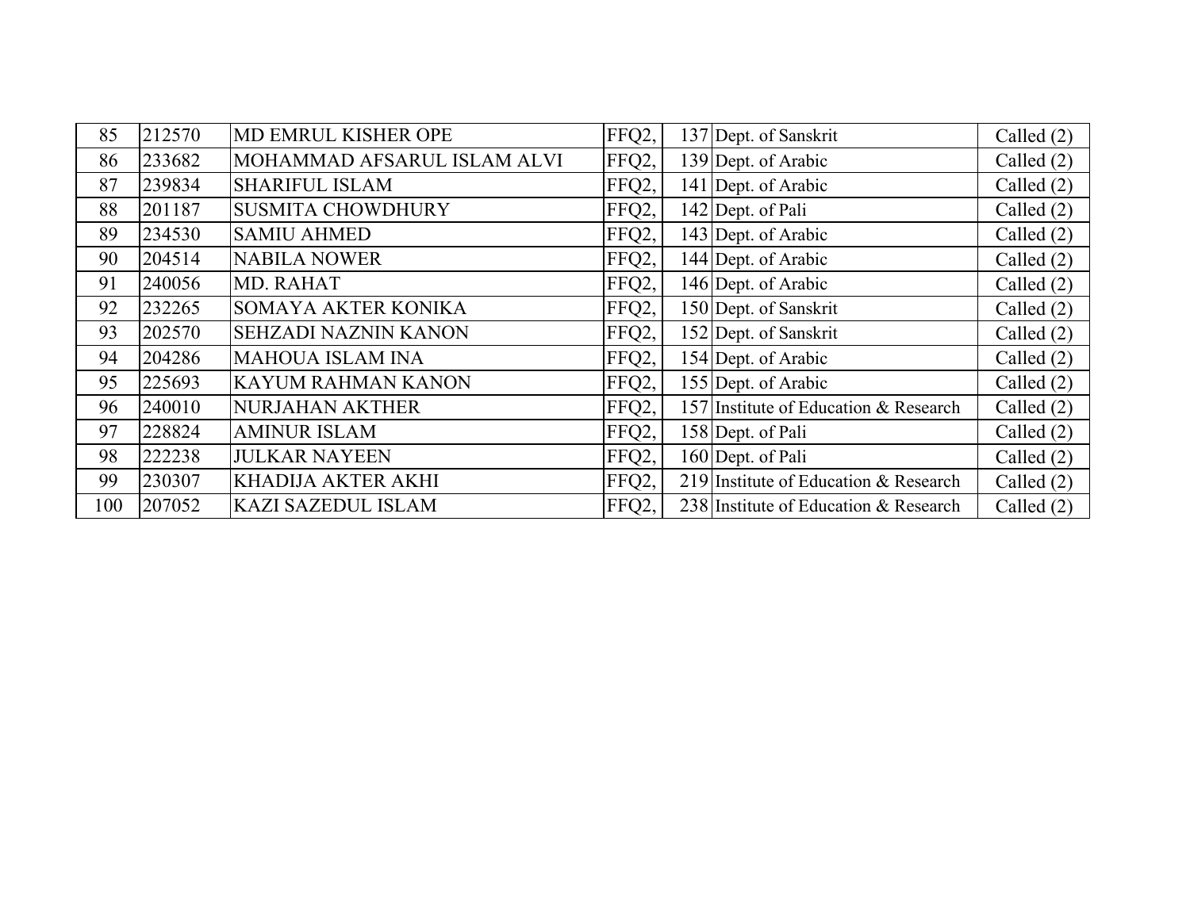| | | | | | | |
|---|---|---|---|---|---|---|
| 85 | 212570 | MD EMRUL KISHER OPE | FFQ2, | 137 | Dept. of Sanskrit | Called (2) |
| 86 | 233682 | MOHAMMAD AFSARUL ISLAM ALVI | FFQ2, | 139 | Dept. of Arabic | Called (2) |
| 87 | 239834 | SHARIFUL ISLAM | FFQ2, | 141 | Dept. of Arabic | Called (2) |
| 88 | 201187 | SUSMITA CHOWDHURY | FFQ2, | 142 | Dept. of Pali | Called (2) |
| 89 | 234530 | SAMIU AHMED | FFQ2, | 143 | Dept. of Arabic | Called (2) |
| 90 | 204514 | NABILA NOWER | FFQ2, | 144 | Dept. of Arabic | Called (2) |
| 91 | 240056 | MD. RAHAT | FFQ2, | 146 | Dept. of Arabic | Called (2) |
| 92 | 232265 | SOMAYA AKTER KONIKA | FFQ2, | 150 | Dept. of Sanskrit | Called (2) |
| 93 | 202570 | SEHZADI NAZNIN KANON | FFQ2, | 152 | Dept. of Sanskrit | Called (2) |
| 94 | 204286 | MAHOUA ISLAM INA | FFQ2, | 154 | Dept. of Arabic | Called (2) |
| 95 | 225693 | KAYUM RAHMAN KANON | FFQ2, | 155 | Dept. of Arabic | Called (2) |
| 96 | 240010 | NURJAHAN AKTHER | FFQ2, | 157 | Institute of Education & Research | Called (2) |
| 97 | 228824 | AMINUR ISLAM | FFQ2, | 158 | Dept. of Pali | Called (2) |
| 98 | 222238 | JULKAR NAYEEN | FFQ2, | 160 | Dept. of Pali | Called (2) |
| 99 | 230307 | KHADIJA AKTER AKHI | FFQ2, | 219 | Institute of Education & Research | Called (2) |
| 100 | 207052 | KAZI SAZEDUL ISLAM | FFQ2, | 238 | Institute of Education & Research | Called (2) |